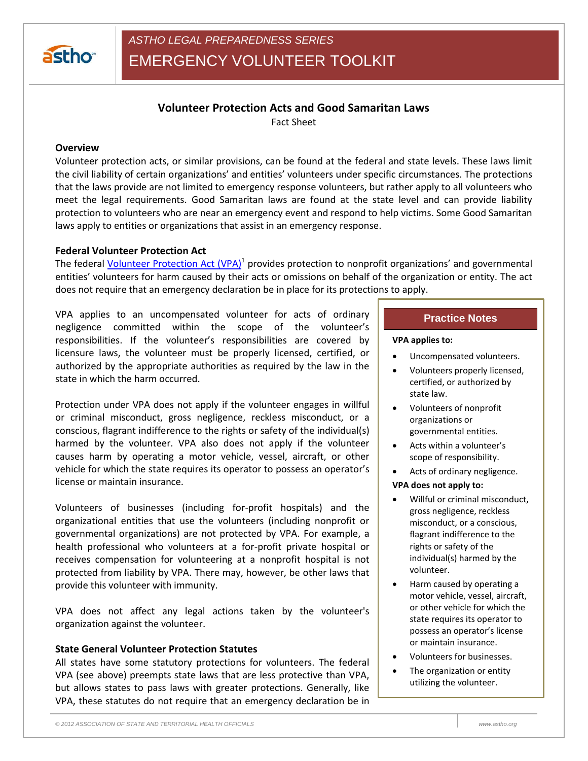*ASTHO LEGAL PREPAREDNESS SERIES*

# EMERGENCY VOLUNTEER TOOLKIT

## Volunteer Protection Acts and Good Samaritan Laws

Fact Sheet

### Overview

Volunteer protection acts, or similar provisions, can be found at the federal and state levels. These laws limit the civil liability of certain organizations' and entities' volunteers under specific circumstances. The protections that the laws provide are not limited to emergency response volunteers, but rather apply to all volunteers who meet the legal requirements. Good Samaritan laws are found at the state level and can provide liability protection to volunteers who are near an emergency event and respond to help victims. Some Good Samaritan laws apply to entities or organizations that assist in an emergency response.

### Federal Volunteer Protection Act

The federal Volunteer Protection Act (VPA)[1] provides protection to nonprofit organizations' and governmental entities' volunteers for harm caused by their acts or omissions on behalf of the organization or entity. The act does not require that an emergency declaration be in place for its protections to apply.

VPA applies to an uncompensated volunteer for acts of ordinary negligence committed within the scope of the volunteer's responsibilities. If the volunteer's responsibilities are covered by licensure laws, the volunteer must be properly licensed, certified, or authorized by the appropriate authorities as required by the law in the state in which the harm occurred.

Protection under VPA does not apply if the volunteer engages in willful or criminal misconduct, gross negligence, reckless misconduct, or a conscious, flagrant indifference to the rights or safety of the individual(s) harmed by the volunteer. VPA also does not apply if the volunteer causes harm by operating a motor vehicle, vessel, aircraft, or other vehicle for which the state requires its operator to possess an operator's license or maintain insurance.

Volunteers of businesses (including for-profit hospitals) and the organizational entities that use the volunteers (including nonprofit or governmental organizations) are not protected by VPA. For example, a health professional who volunteers at a for-profit private hospital or receives compensation for volunteering at a nonprofit hospital is not protected from liability by VPA. There may, however, be other laws that provide this volunteer with immunity.

VPA does not affect any legal actions taken by the volunteer's organization against the volunteer.

> **Practice Notes**
>
> **VPA applies to:**
>
> - Uncompensated volunteers.
> - Volunteers properly licensed, certified, or authorized by state law.
> - Volunteers of nonprofit organizations or governmental entities.
> - Acts within a volunteer's scope of responsibility.
> - Acts of ordinary negligence.
>
> **VPA does not apply to:**
>
> - Willful or criminal misconduct, gross negligence, reckless misconduct, or a conscious, flagrant indifference to the rights or safety of the individual(s) harmed by the volunteer.
> - Harm caused by operating a motor vehicle, vessel, aircraft, or other vehicle for which the state requires its operator to possess an operator's license or maintain insurance.
> - Volunteers for businesses.
> - The organization or entity utilizing the volunteer.

### State General Volunteer Protection Statutes

All states have some statutory protections for volunteers. The federal VPA (see above) preempts state laws that are less protective than VPA, but allows states to pass laws with greater protections. Generally, like VPA, these statutes do not require that an emergency declaration be in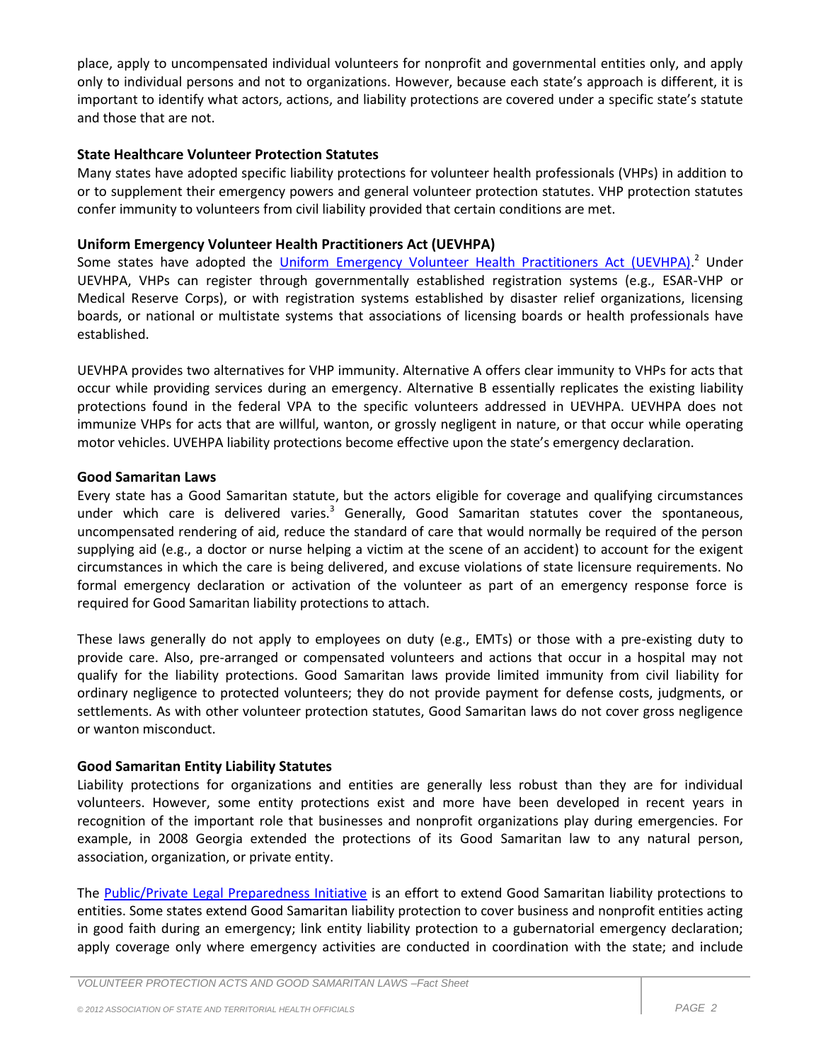place, apply to uncompensated individual volunteers for nonprofit and governmental entities only, and apply only to individual persons and not to organizations. However, because each state's approach is different, it is important to identify what actors, actions, and liability protections are covered under a specific state's statute and those that are not.

### State Healthcare Volunteer Protection Statutes

Many states have adopted specific liability protections for volunteer health professionals (VHPs) in addition to or to supplement their emergency powers and general volunteer protection statutes. VHP protection statutes confer immunity to volunteers from civil liability provided that certain conditions are met.

### Uniform Emergency Volunteer Health Practitioners Act (UEVHPA)

Some states have adopted the Uniform Emergency Volunteer Health Practitioners Act (UEVHPA).[2] Under UEVHPA, VHPs can register through governmentally established registration systems (e.g., ESAR-VHP or Medical Reserve Corps), or with registration systems established by disaster relief organizations, licensing boards, or national or multistate systems that associations of licensing boards or health professionals have established.

UEVHPA provides two alternatives for VHP immunity. Alternative A offers clear immunity to VHPs for acts that occur while providing services during an emergency. Alternative B essentially replicates the existing liability protections found in the federal VPA to the specific volunteers addressed in UEVHPA. UEVHPA does not immunize VHPs for acts that are willful, wanton, or grossly negligent in nature, or that occur while operating motor vehicles. UVEHPA liability protections become effective upon the state's emergency declaration.

### Good Samaritan Laws

Every state has a Good Samaritan statute, but the actors eligible for coverage and qualifying circumstances under which care is delivered varies.[3] Generally, Good Samaritan statutes cover the spontaneous, uncompensated rendering of aid, reduce the standard of care that would normally be required of the person supplying aid (e.g., a doctor or nurse helping a victim at the scene of an accident) to account for the exigent circumstances in which the care is being delivered, and excuse violations of state licensure requirements. No formal emergency declaration or activation of the volunteer as part of an emergency response force is required for Good Samaritan liability protections to attach.

These laws generally do not apply to employees on duty (e.g., EMTs) or those with a pre-existing duty to provide care. Also, pre-arranged or compensated volunteers and actions that occur in a hospital may not qualify for the liability protections. Good Samaritan laws provide limited immunity from civil liability for ordinary negligence to protected volunteers; they do not provide payment for defense costs, judgments, or settlements. As with other volunteer protection statutes, Good Samaritan laws do not cover gross negligence or wanton misconduct.

### Good Samaritan Entity Liability Statutes

Liability protections for organizations and entities are generally less robust than they are for individual volunteers. However, some entity protections exist and more have been developed in recent years in recognition of the important role that businesses and nonprofit organizations play during emergencies. For example, in 2008 Georgia extended the protections of its Good Samaritan law to any natural person, association, organization, or private entity.

The Public/Private Legal Preparedness Initiative is an effort to extend Good Samaritan liability protections to entities. Some states extend Good Samaritan liability protection to cover business and nonprofit entities acting in good faith during an emergency; link entity liability protection to a gubernatorial emergency declaration; apply coverage only where emergency activities are conducted in coordination with the state; and include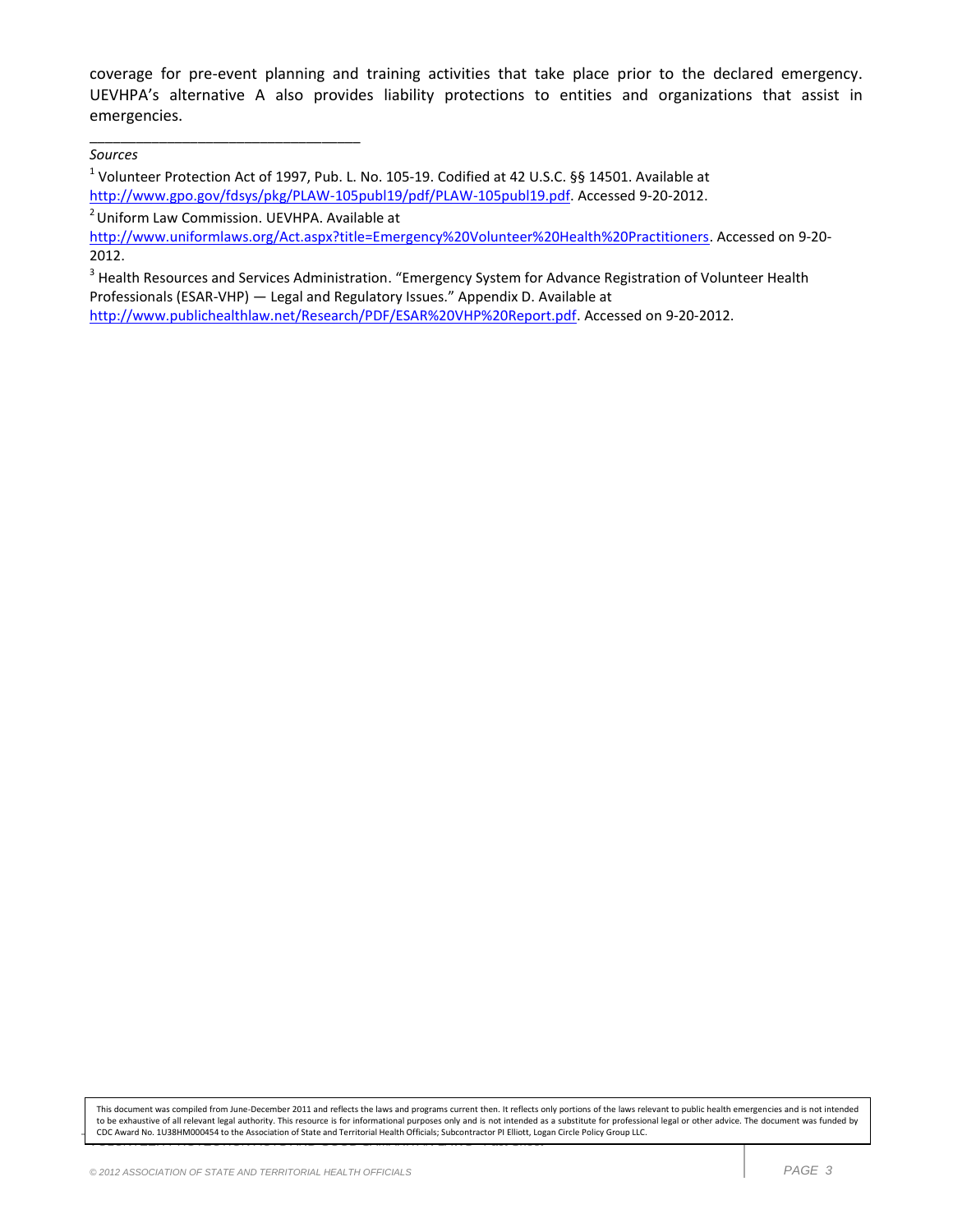coverage for pre-event planning and training activities that take place prior to the declared emergency. UEVHPA's alternative A also provides liability protections to entities and organizations that assist in emergencies.

___________________________________

*Sources*

[1] Volunteer Protection Act of 1997, Pub. L. No. 105-19. Codified at 42 U.S.C. §§ 14501. Available at http://www.gpo.gov/fdsys/pkg/PLAW-105publ19/pdf/PLAW-105publ19.pdf. Accessed 9-20-2012.

[2] Uniform Law Commission. UEVHPA. Available at http://www.uniformlaws.org/Act.aspx?title=Emergency%20Volunteer%20Health%20Practitioners. Accessed on 9-20-2012.

[3] Health Resources and Services Administration. "Emergency System for Advance Registration of Volunteer Health Professionals (ESAR-VHP) — Legal and Regulatory Issues." Appendix D. Available at http://www.publichealthlaw.net/Research/PDF/ESAR%20VHP%20Report.pdf. Accessed on 9-20-2012.

This document was compiled from June-December 2011 and reflects the laws and programs current then. It reflects only portions of the laws relevant to public health emergencies and is not intended to be exhaustive of all relevant legal authority. This resource is for informational purposes only and is not intended as a substitute for professional legal or other advice. The document was funded by CDC Award No. 1U38HM000454 to the Association of State and Territorial Health Officials; Subcontractor PI Elliott, Logan Circle Policy Group LLC.